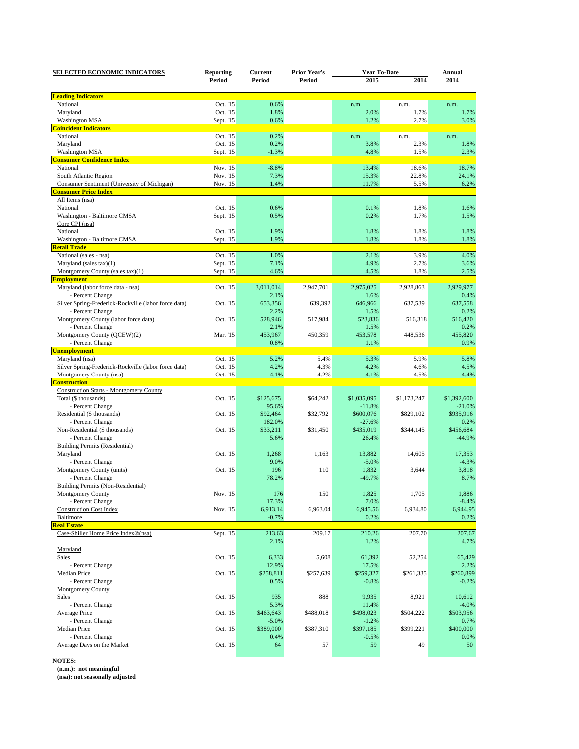| SELECTED ECONOMIC INDICATORS | Reporting Period | Current Period | Prior Year's Period | Year To-Date 2015 | Year To-Date 2014 | Annual 2014 |
|---|---|---|---|---|---|---|
| **Leading Indicators** | | | | | | |
| National | Oct. '15 | 0.6% | | n.m. | n.m. | n.m. |
| Maryland | Oct. '15 | 1.8% | | 2.0% | 1.7% | 1.7% |
| Washington MSA | Sept. '15 | 0.6% | | 1.2% | 2.7% | 3.0% |
| **Coincident Indicators** | | | | | | |
| National | Oct. '15 | 0.2% | | n.m. | n.m. | n.m. |
| Maryland | Oct. '15 | 0.2% | | 3.8% | 2.3% | 1.8% |
| Washington MSA | Sept. '15 | -1.3% | | 4.8% | 1.5% | 2.3% |
| **Consumer Confidence Index** | | | | | | |
| National | Nov. '15 | -8.8% | | 13.4% | 18.6% | 18.7% |
| South Atlantic Region | Nov. '15 | 7.3% | | 15.3% | 22.8% | 24.1% |
| Consumer Sentiment (University of Michigan) | Nov. '15 | 1.4% | | 11.7% | 5.5% | 6.2% |
| **Consumer Price Index** | | | | | | |
| All Items (nsa) | | | | | | |
| National | Oct. '15 | 0.6% | | 0.1% | 1.8% | 1.6% |
| Washington - Baltimore CMSA | Sept. '15 | 0.5% | | 0.2% | 1.7% | 1.5% |
| Core CPI (nsa) | | | | | | |
| National | Oct. '15 | 1.9% | | 1.8% | 1.8% | 1.8% |
| Washington - Baltimore CMSA | Sept. '15 | 1.9% | | 1.8% | 1.8% | 1.8% |
| **Retail Trade** | | | | | | |
| National (sales - nsa) | Oct. '15 | 1.0% | | 2.1% | 3.9% | 4.0% |
| Maryland (sales tax)(1) | Sept. '15 | 7.1% | | 4.9% | 2.7% | 3.6% |
| Montgomery County (sales tax)(1) | Sept. '15 | 4.6% | | 4.5% | 1.8% | 2.5% |
| **Employment** | | | | | | |
| Maryland (labor force data - nsa) | Oct. '15 | 3,011,014 | 2,947,701 | 2,975,025 | 2,928,863 | 2,929,977 |
| - Percent Change | | 2.1% | | 1.6% | | 0.4% |
| Silver Spring-Frederick-Rockville (labor force data) | Oct. '15 | 653,356 | 639,392 | 646,966 | 637,539 | 637,558 |
| - Percent Change | | 2.2% | | 1.5% | | 0.2% |
| Montgomery County (labor force data) | Oct. '15 | 528,946 | 517,984 | 523,836 | 516,318 | 516,420 |
| - Percent Change | | 2.1% | | 1.5% | | 0.2% |
| Montgomery County (QCEW)(2) | Mar. '15 | 453,967 | 450,359 | 453,578 | 448,536 | 455,820 |
| - Percent Change | | 0.8% | | 1.1% | | 0.9% |
| **Unemployment** | | | | | | |
| Maryland (nsa) | Oct. '15 | 5.2% | 5.4% | 5.3% | 5.9% | 5.8% |
| Silver Spring-Frederick-Rockville (labor force data) | Oct. '15 | 4.2% | 4.3% | 4.2% | 4.6% | 4.5% |
| Montgomery County (nsa) | Oct. '15 | 4.1% | 4.2% | 4.1% | 4.5% | 4.4% |
| **Construction** | | | | | | |
| Construction Starts - Montgomery County | | | | | | |
| Total ($ thousands) | Oct. '15 | $125,675 | $64,242 | $1,035,095 | $1,173,247 | $1,392,600 |
| - Percent Change | | 95.6% | | -11.8% | | -21.0% |
| Residential ($ thousands) | Oct. '15 | $92,464 | $32,792 | $600,076 | $829,102 | $935,916 |
| - Percent Change | | 182.0% | | -27.6% | | 0.2% |
| Non-Residential ($ thousands) | Oct. '15 | $33,211 | $31,450 | $435,019 | $344,145 | $456,684 |
| - Percent Change | | 5.6% | | 26.4% | | -44.9% |
| Building Permits (Residential) | | | | | | |
| Maryland | Oct. '15 | 1,268 | 1,163 | 13,882 | 14,605 | 17,353 |
| - Percent Change | | 9.0% | | -5.0% | | -4.3% |
| Montgomery County (units) | Oct. '15 | 196 | 110 | 1,832 | 3,644 | 3,818 |
| - Percent Change | | 78.2% | | -49.7% | | 8.7% |
| Building Permits (Non-Residential) | | | | | | |
| Montgomery County | Nov. '15 | 176 | 150 | 1,825 | 1,705 | 1,886 |
| - Percent Change | | 17.3% | | 7.0% | | -8.4% |
| Construction Cost Index | Nov. '15 | 6,913.14 | 6,963.04 | 6,945.56 | 6,934.80 | 6,944.95 |
| Baltimore | | -0.7% | | 0.2% | | 0.2% |
| **Real Estate** | | | | | | |
| Case-Shiller Home Price Index®(nsa) | Sept. '15 | 213.63 | 209.17 | 210.26 | 207.70 | 207.67 |
| | | 2.1% | | 1.2% | | 4.7% |
| Maryland | | | | | | |
| Sales | Oct. '15 | 6,333 | 5,608 | 61,392 | 52,254 | 65,429 |
| - Percent Change | | 12.9% | | 17.5% | | 2.2% |
| Median Price | Oct. '15 | $258,811 | $257,639 | $259,327 | $261,335 | $260,899 |
| - Percent Change | | 0.5% | | -0.8% | | -0.2% |
| Montgomery County | | | | | | |
| Sales | Oct. '15 | 935 | 888 | 9,935 | 8,921 | 10,612 |
| - Percent Change | | 5.3% | | 11.4% | | -4.0% |
| Average Price | Oct. '15 | $463,643 | $488,018 | $498,023 | $504,222 | $503,956 |
| - Percent Change | | -5.0% | | -1.2% | | 0.7% |
| Median Price | Oct. '15 | $389,000 | $387,310 | $397,185 | $399,221 | $400,000 |
| - Percent Change | | 0.4% | | -0.5% | | 0.0% |
| Average Days on the Market | Oct. '15 | 64 | 57 | 59 | 49 | 50 |

**NOTES:**

**(n.m.): not meaningful**

**(nsa): not seasonally adjusted**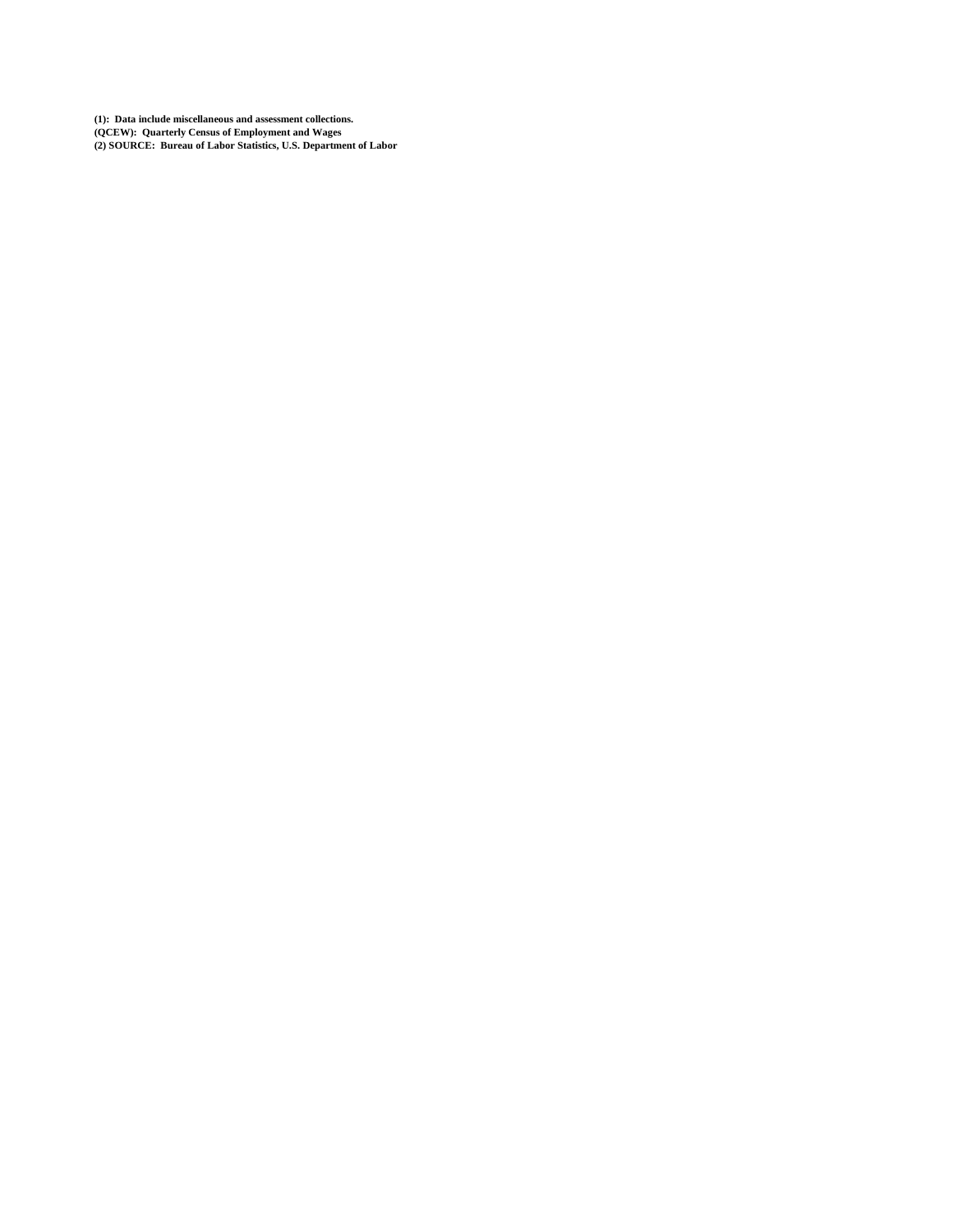**(1): Data include miscellaneous and assessment collections.**
**(QCEW): Quarterly Census of Employment and Wages**
**(2) SOURCE: Bureau of Labor Statistics, U.S. Department of Labor**